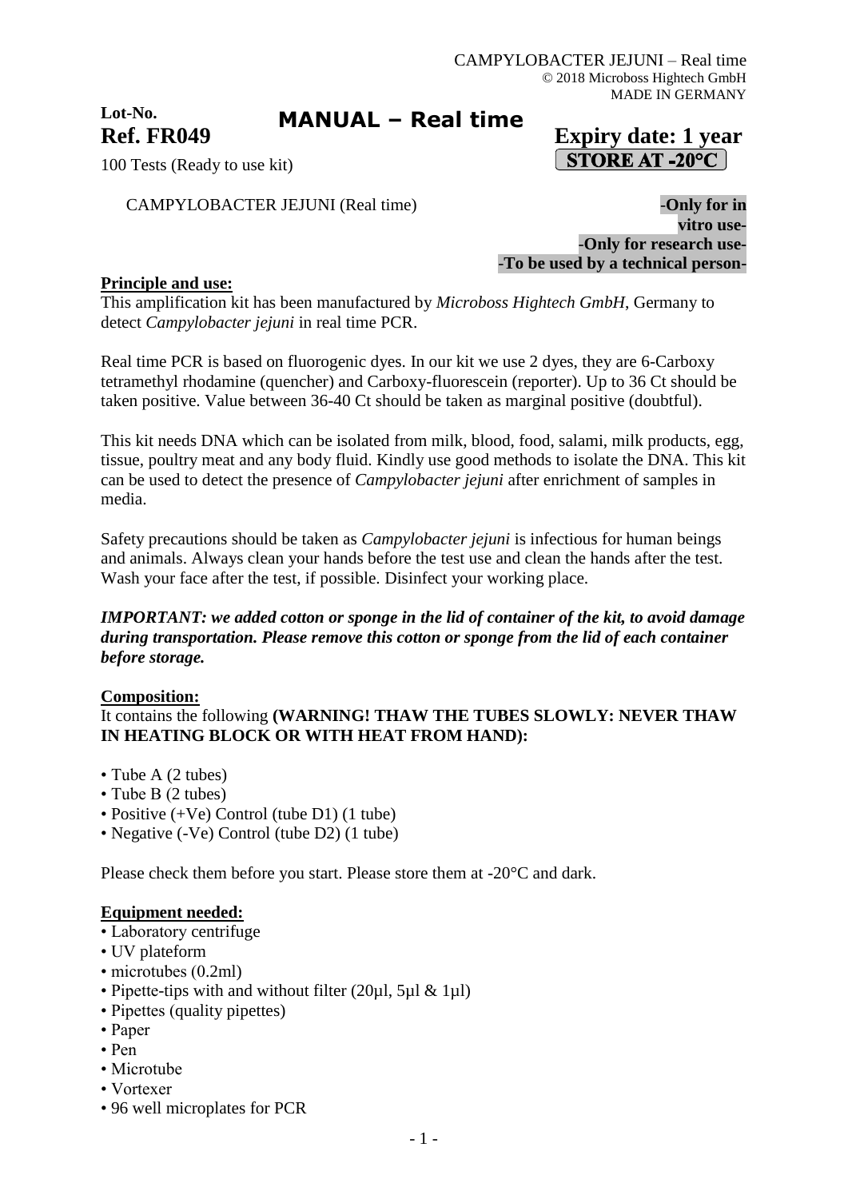CAMPYLOBACTER JEJUNI – Real time
© 2018 Microboss Hightech GmbH
MADE IN GERMANY

**Lot-No.**

**Ref. FR049**

# MANUAL – Real time

**Expiry date: 1 year**

**STORE AT -20°C**

100 Tests (Ready to use kit)

CAMPYLOBACTER JEJUNI (Real time)

**-Only for in vitro use-**
**-Only for research use-**
**-To be used by a technical person-**

## Principle and use:

This amplification kit has been manufactured by *Microboss Hightech GmbH*, Germany to detect *Campylobacter jejuni* in real time PCR.

Real time PCR is based on fluorogenic dyes. In our kit we use 2 dyes, they are 6-Carboxy tetramethyl rhodamine (quencher) and Carboxy-fluorescein (reporter). Up to 36 Ct should be taken positive. Value between 36-40 Ct should be taken as marginal positive (doubtful).

This kit needs DNA which can be isolated from milk, blood, food, salami, milk products, egg, tissue, poultry meat and any body fluid. Kindly use good methods to isolate the DNA. This kit can be used to detect the presence of *Campylobacter jejuni* after enrichment of samples in media.

Safety precautions should be taken as *Campylobacter jejuni* is infectious for human beings and animals. Always clean your hands before the test use and clean the hands after the test. Wash your face after the test, if possible. Disinfect your working place.

***IMPORTANT: we added cotton or sponge in the lid of container of the kit, to avoid damage during transportation. Please remove this cotton or sponge from the lid of each container before storage.***

## Composition:

It contains the following **(WARNING! THAW THE TUBES SLOWLY: NEVER THAW IN HEATING BLOCK OR WITH HEAT FROM HAND):**

- Tube A (2 tubes)
- Tube B (2 tubes)
- Positive (+Ve) Control (tube D1) (1 tube)
- Negative (-Ve) Control (tube D2) (1 tube)

Please check them before you start. Please store them at -20°C and dark.

## Equipment needed:

- Laboratory centrifuge
- UV plateform
- microtubes (0.2ml)
- Pipette-tips with and without filter (20µl, 5µl & 1µl)
- Pipettes (quality pipettes)
- Paper
- Pen
- Microtube
- Vortexer
- 96 well microplates for PCR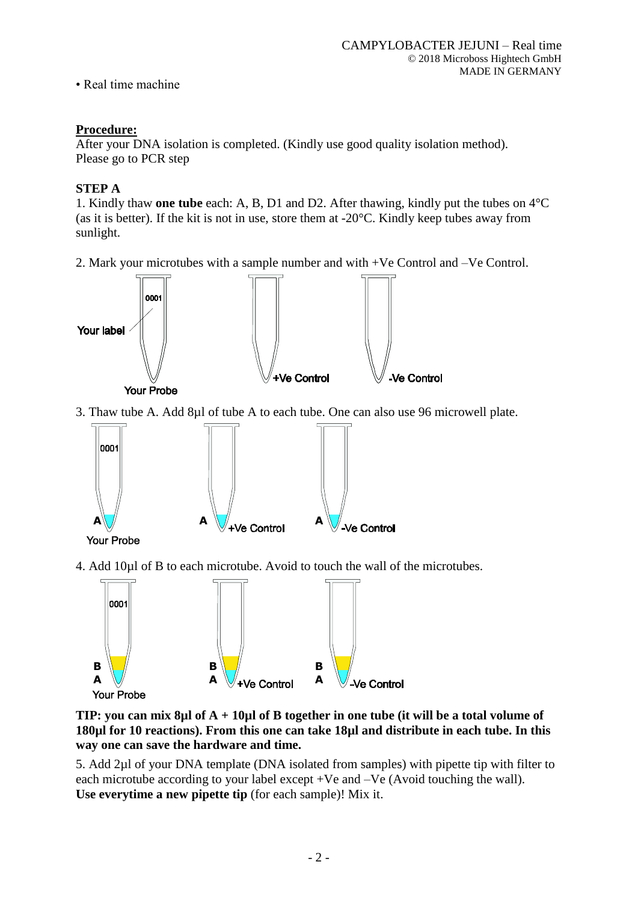• Real time machine

**Procedure:**

After your DNA isolation is completed. (Kindly use good quality isolation method).
Please go to PCR step

**STEP A**

1. Kindly thaw **one tube** each: A, B, D1 and D2. After thawing, kindly put the tubes on 4°C (as it is better). If the kit is not in use, store them at -20°C. Kindly keep tubes away from sunlight.

2. Mark your microtubes with a sample number and with +Ve Control and –Ve Control.

3. Thaw tube A. Add 8µl of tube A to each tube. One can also use 96 microwell plate.

4. Add 10µl of B to each microtube. Avoid to touch the wall of the microtubes.

**TIP: you can mix 8µl of A + 10µl of B together in one tube (it will be a total volume of 180µl for 10 reactions). From this one can take 18µl and distribute in each tube. In this way one can save the hardware and time.**

5. Add 2µl of your DNA template (DNA isolated from samples) with pipette tip with filter to each microtube according to your label except +Ve and –Ve (Avoid touching the wall). **Use everytime a new pipette tip** (for each sample)! Mix it.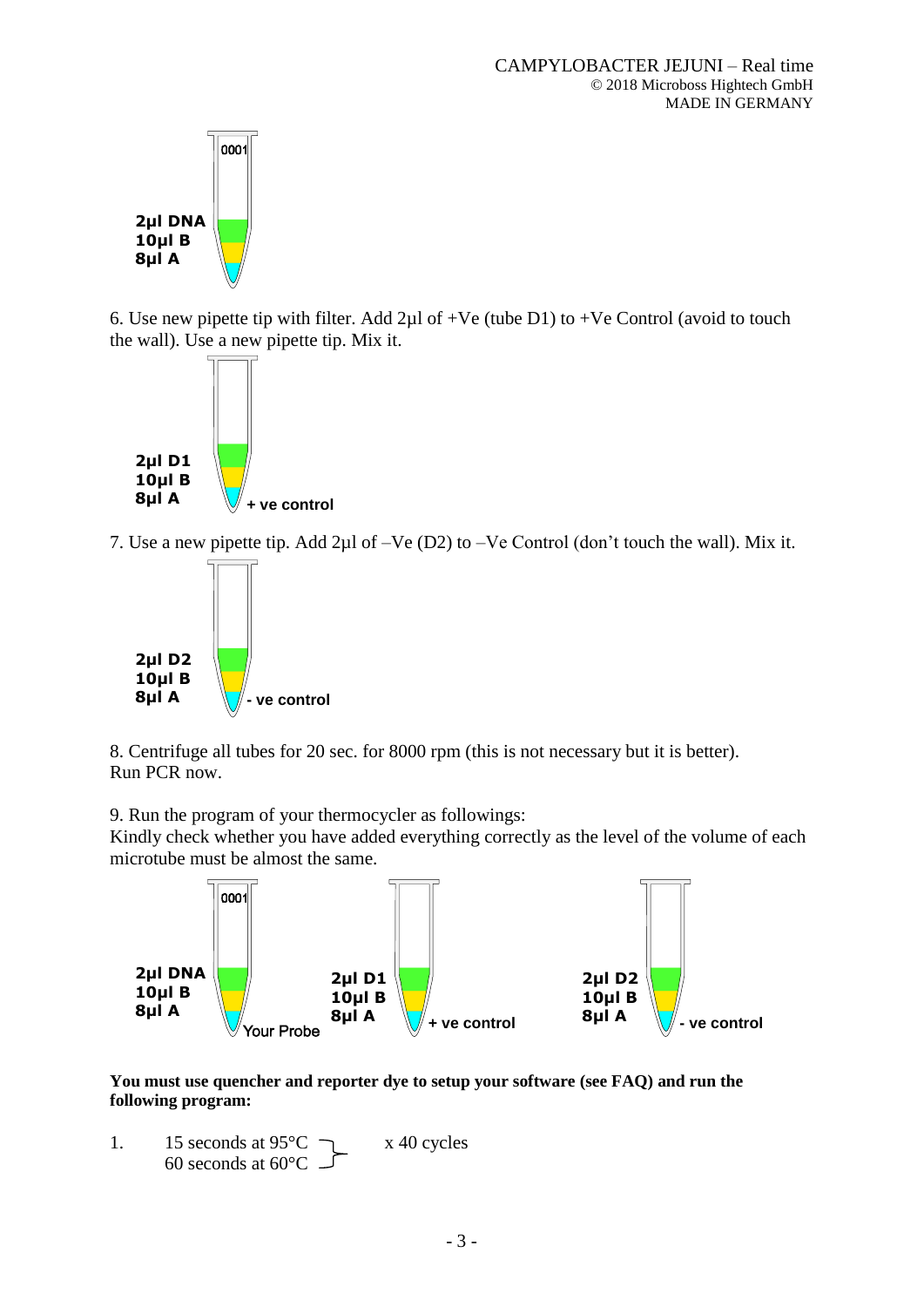2µl DNA
10µl B
8µl A

6. Use new pipette tip with filter. Add 2µl of +Ve (tube D1) to +Ve Control (avoid to touch the wall). Use a new pipette tip. Mix it.

2µl D1
10µl B
8µl A
+ ve control

7. Use a new pipette tip. Add 2µl of –Ve (D2) to –Ve Control (don't touch the wall). Mix it.

2µl D2
10µl B
8µl A
- ve control

8. Centrifuge all tubes for 20 sec. for 8000 rpm (this is not necessary but it is better).
Run PCR now.

9. Run the program of your thermocycler as followings:
Kindly check whether you have added everything correctly as the level of the volume of each microtube must be almost the same.

2µl DNA
10µl B
8µl A
Your Probe

2µl D1
10µl B
8µl A
+ ve control

2µl D2
10µl B
8µl A
- ve control

**You must use quencher and reporter dye to setup your software (see FAQ) and run the following program:**

1. 15 seconds at 95°C
   60 seconds at 60°C
   x 40 cycles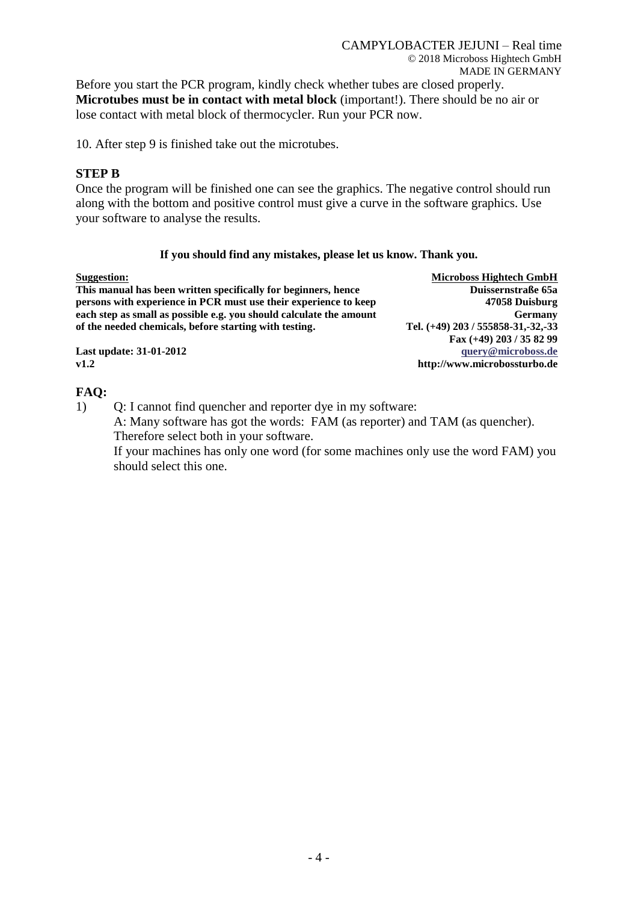Before you start the PCR program, kindly check whether tubes are closed properly. **Microtubes must be in contact with metal block** (important!). There should be no air or lose contact with metal block of thermocycler. Run your PCR now.

10. After step 9 is finished take out the microtubes.

### STEP B

Once the program will be finished one can see the graphics. The negative control should run along with the bottom and positive control must give a curve in the software graphics. Use your software to analyse the results.

**If you should find any mistakes, please let us know. Thank you.**

**Suggestion:**
**This manual has been written specifically for beginners, hence persons with experience in PCR must use their experience to keep each step as small as possible e.g. you should calculate the amount of the needed chemicals, before starting with testing.**

**Last update: 31-01-2012**
**v1.2**

**Microboss Hightech GmbH**
**Duissernstraße 65a**
**47058 Duisburg**
**Germany**
**Tel. (+49) 203 / 555858-31,-32,-33**
**Fax (+49) 203 / 35 82 99**
**query@microboss.de**
**http://www.microbossturbo.de**

### FAQ:

1) Q: I cannot find quencher and reporter dye in my software:
   A: Many software has got the words: FAM (as reporter) and TAM (as quencher). Therefore select both in your software.
   If your machines has only one word (for some machines only use the word FAM) you should select this one.